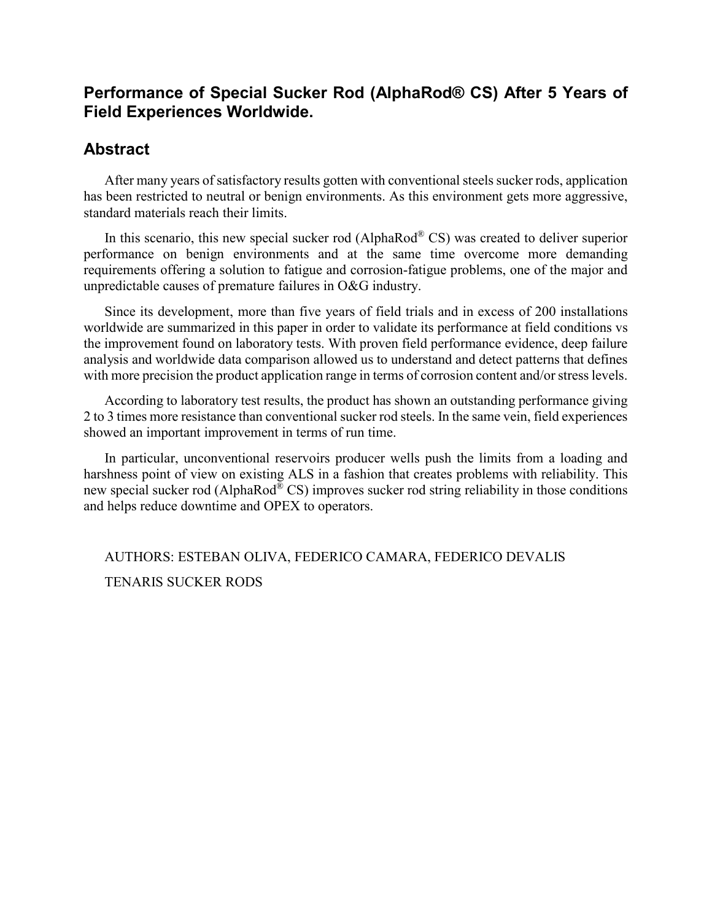# Performance of Special Sucker Rod (AlphaRod® CS) After 5 Years of Field Experiences Worldwide.

## Abstract

After many years of satisfactory results gotten with conventional steels sucker rods, application has been restricted to neutral or benign environments. As this environment gets more aggressive, standard materials reach their limits.

In this scenario, this new special sucker rod (AlphaRod® CS) was created to deliver superior performance on benign environments and at the same time overcome more demanding requirements offering a solution to fatigue and corrosion-fatigue problems, one of the major and unpredictable causes of premature failures in O&G industry.

Since its development, more than five years of field trials and in excess of 200 installations worldwide are summarized in this paper in order to validate its performance at field conditions vs the improvement found on laboratory tests. With proven field performance evidence, deep failure analysis and worldwide data comparison allowed us to understand and detect patterns that defines with more precision the product application range in terms of corrosion content and/or stress levels.

According to laboratory test results, the product has shown an outstanding performance giving 2 to 3 times more resistance than conventional sucker rod steels. In the same vein, field experiences showed an important improvement in terms of run time.

In particular, unconventional reservoirs producer wells push the limits from a loading and harshness point of view on existing ALS in a fashion that creates problems with reliability. This new special sucker rod (AlphaRod® CS) improves sucker rod string reliability in those conditions and helps reduce downtime and OPEX to operators.

AUTHORS: ESTEBAN OLIVA, FEDERICO CAMARA, FEDERICO DEVALIS

TENARIS SUCKER RODS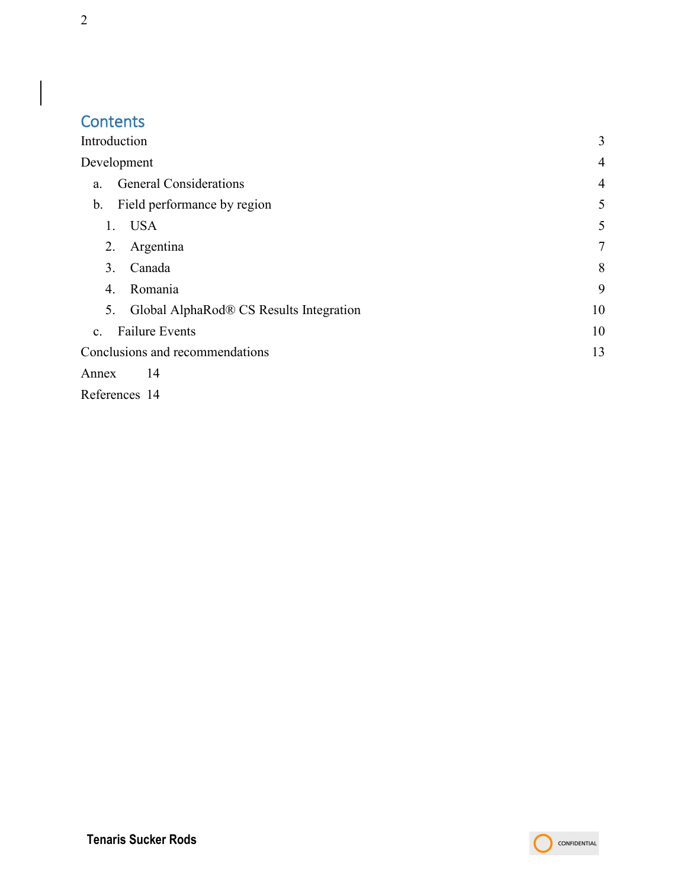# Contents

Introduction 3

Development 4

- a. General Considerations 4
- b. Field performance by region 5
  1. USA 5
  2. Argentina 7
  3. Canada 8
  4. Romania 9
  5. Global AlphaRod® CS Results Integration 10
- c. Failure Events 10

Conclusions and recommendations 13

Annex 14

References 14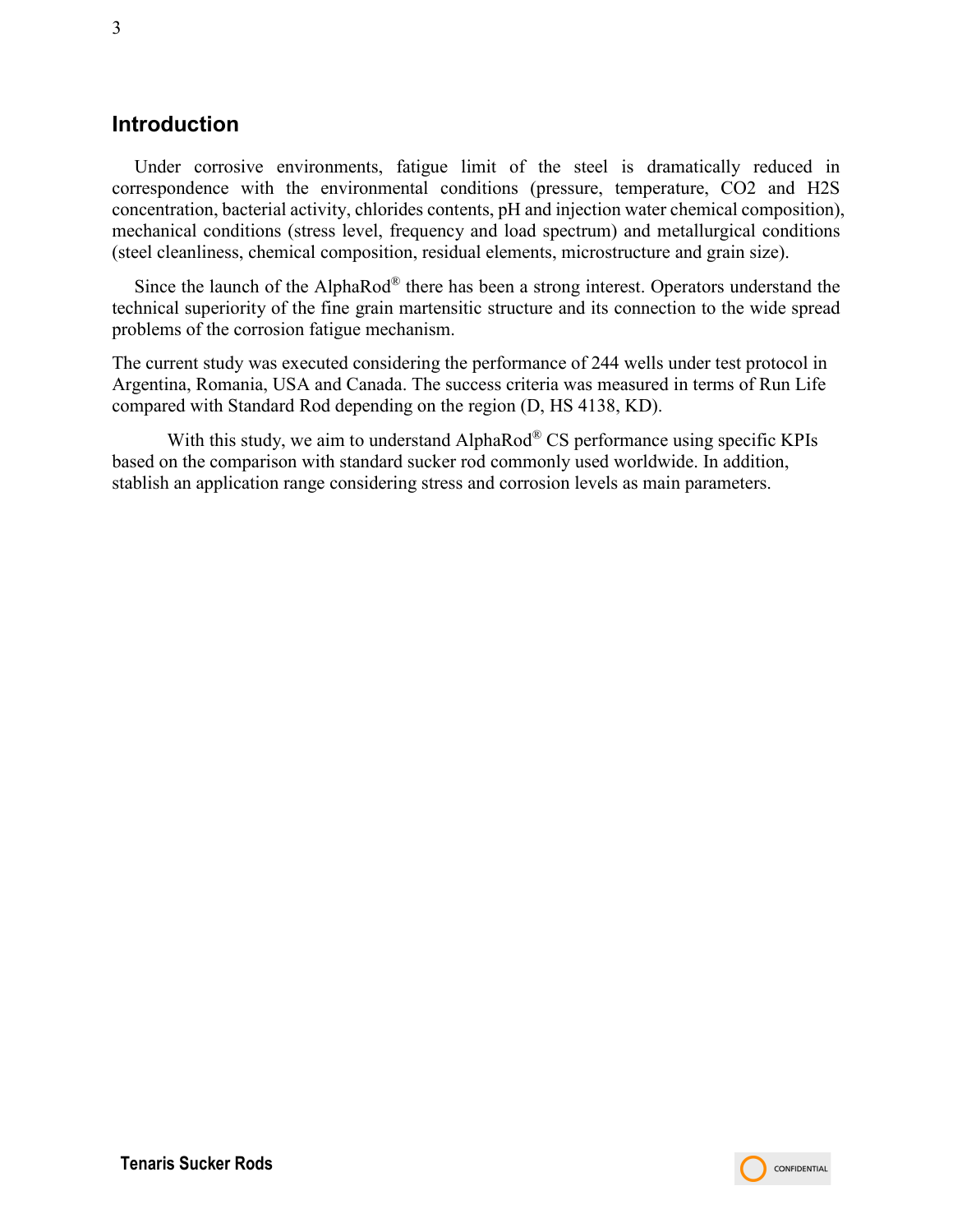## Introduction

Under corrosive environments, fatigue limit of the steel is dramatically reduced in correspondence with the environmental conditions (pressure, temperature, $CO_2$ and $H_2S$ concentration, bacterial activity, chlorides contents, pH and injection water chemical composition), mechanical conditions (stress level, frequency and load spectrum) and metallurgical conditions (steel cleanliness, chemical composition, residual elements, microstructure and grain size).

Since the launch of the AlphaRod® there has been a strong interest. Operators understand the technical superiority of the fine grain martensitic structure and its connection to the wide spread problems of the corrosion fatigue mechanism.

The current study was executed considering the performance of 244 wells under test protocol in Argentina, Romania, USA and Canada. The success criteria was measured in terms of Run Life compared with Standard Rod depending on the region (D, HS 4138, KD).

With this study, we aim to understand AlphaRod® CS performance using specific KPIs based on the comparison with standard sucker rod commonly used worldwide. In addition, stablish an application range considering stress and corrosion levels as main parameters.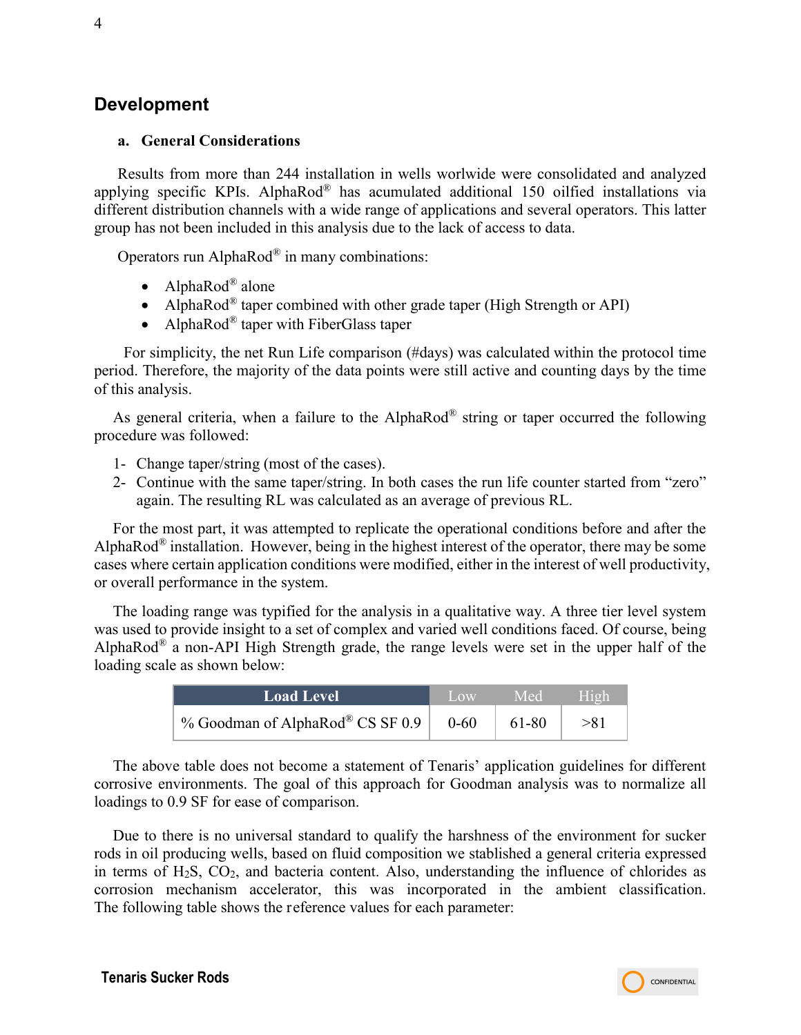## Development

### a. General Considerations

Results from more than 244 installation in wells worlwide were consolidated and analyzed applying specific KPIs. AlphaRod® has acumulated additional 150 oilfied installations via different distribution channels with a wide range of applications and several operators. This latter group has not been included in this analysis due to the lack of access to data.

Operators run AlphaRod® in many combinations:

- AlphaRod® alone
- AlphaRod® taper combined with other grade taper (High Strength or API)
- AlphaRod® taper with FiberGlass taper

For simplicity, the net Run Life comparison (#days) was calculated within the protocol time period. Therefore, the majority of the data points were still active and counting days by the time of this analysis.

As general criteria, when a failure to the AlphaRod® string or taper occurred the following procedure was followed:

1- Change taper/string (most of the cases).
2- Continue with the same taper/string. In both cases the run life counter started from "zero" again. The resulting RL was calculated as an average of previous RL.

For the most part, it was attempted to replicate the operational conditions before and after the AlphaRod® installation. However, being in the highest interest of the operator, there may be some cases where certain application conditions were modified, either in the interest of well productivity, or overall performance in the system.

The loading range was typified for the analysis in a qualitative way. A three tier level system was used to provide insight to a set of complex and varied well conditions faced. Of course, being AlphaRod® a non-API High Strength grade, the range levels were set in the upper half of the loading scale as shown below:

| Load Level | Low | Med | High |
|---|---|---|---|
| % Goodman of AlphaRod® CS SF 0.9 | 0-60 | 61-80 | >81 |

The above table does not become a statement of Tenaris' application guidelines for different corrosive environments. The goal of this approach for Goodman analysis was to normalize all loadings to 0.9 SF for ease of comparison.

Due to there is no universal standard to qualify the harshness of the environment for sucker rods in oil producing wells, based on fluid composition we stablished a general criteria expressed in terms of $H_2S$, $CO_2$, and bacteria content. Also, understanding the influence of chlorides as corrosion mechanism accelerator, this was incorporated in the ambient classification. The following table shows the reference values for each parameter: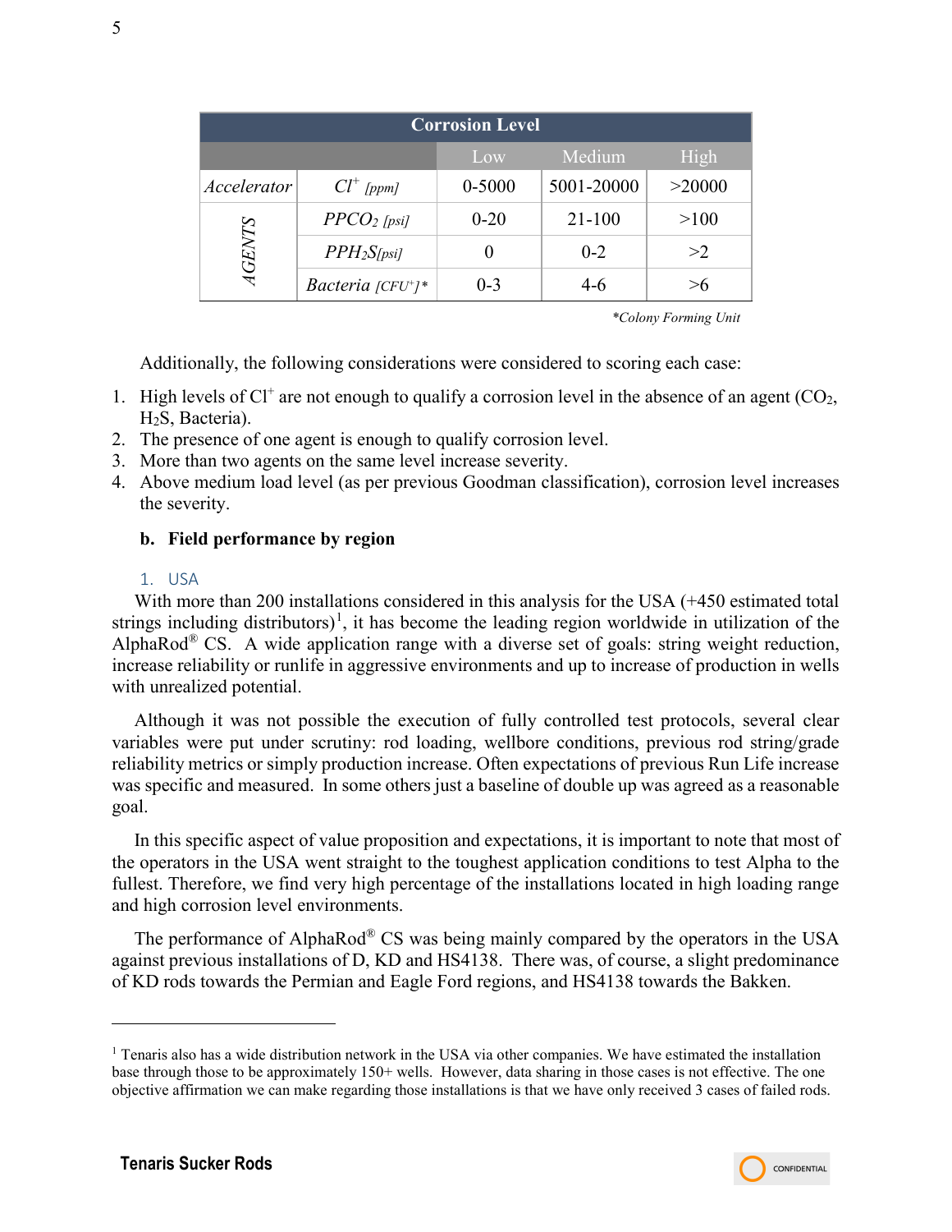| Corrosion Level | | | | |
|---|---|---|---|---|
| | | Low | Medium | High |
| *Accelerator* | *$Cl^+$ [ppm]* | 0-5000 | 5001-20000 | >20000 |
| *AGENTS* | *$PPCO_2$ [psi]* | 0-20 | 21-100 | >100 |
| | *$PPH_2S$ [psi]* | 0 | 0-2 | >2 |
| | *Bacteria [$CFU^+$]\** | 0-3 | 4-6 | >6 |

*\*Colony Forming Unit*

Additionally, the following considerations were considered to scoring each case:

1. High levels of $Cl^+$ are not enough to qualify a corrosion level in the absence of an agent ($CO_2$, $H_2S$, Bacteria).
2. The presence of one agent is enough to qualify corrosion level.
3. More than two agents on the same level increase severity.
4. Above medium load level (as per previous Goodman classification), corrosion level increases the severity.

### b. Field performance by region

#### 1. USA

With more than 200 installations considered in this analysis for the USA (+450 estimated total strings including distributors)[1], it has become the leading region worldwide in utilization of the AlphaRod® CS. A wide application range with a diverse set of goals: string weight reduction, increase reliability or runlife in aggressive environments and up to increase of production in wells with unrealized potential.

Although it was not possible the execution of fully controlled test protocols, several clear variables were put under scrutiny: rod loading, wellbore conditions, previous rod string/grade reliability metrics or simply production increase. Often expectations of previous Run Life increase was specific and measured. In some others just a baseline of double up was agreed as a reasonable goal.

In this specific aspect of value proposition and expectations, it is important to note that most of the operators in the USA went straight to the toughest application conditions to test Alpha to the fullest. Therefore, we find very high percentage of the installations located in high loading range and high corrosion level environments.

The performance of AlphaRod® CS was being mainly compared by the operators in the USA against previous installations of D, KD and HS4138. There was, of course, a slight predominance of KD rods towards the Permian and Eagle Ford regions, and HS4138 towards the Bakken.

---

[1] Tenaris also has a wide distribution network in the USA via other companies. We have estimated the installation base through those to be approximately 150+ wells. However, data sharing in those cases is not effective. The one objective affirmation we can make regarding those installations is that we have only received 3 cases of failed rods.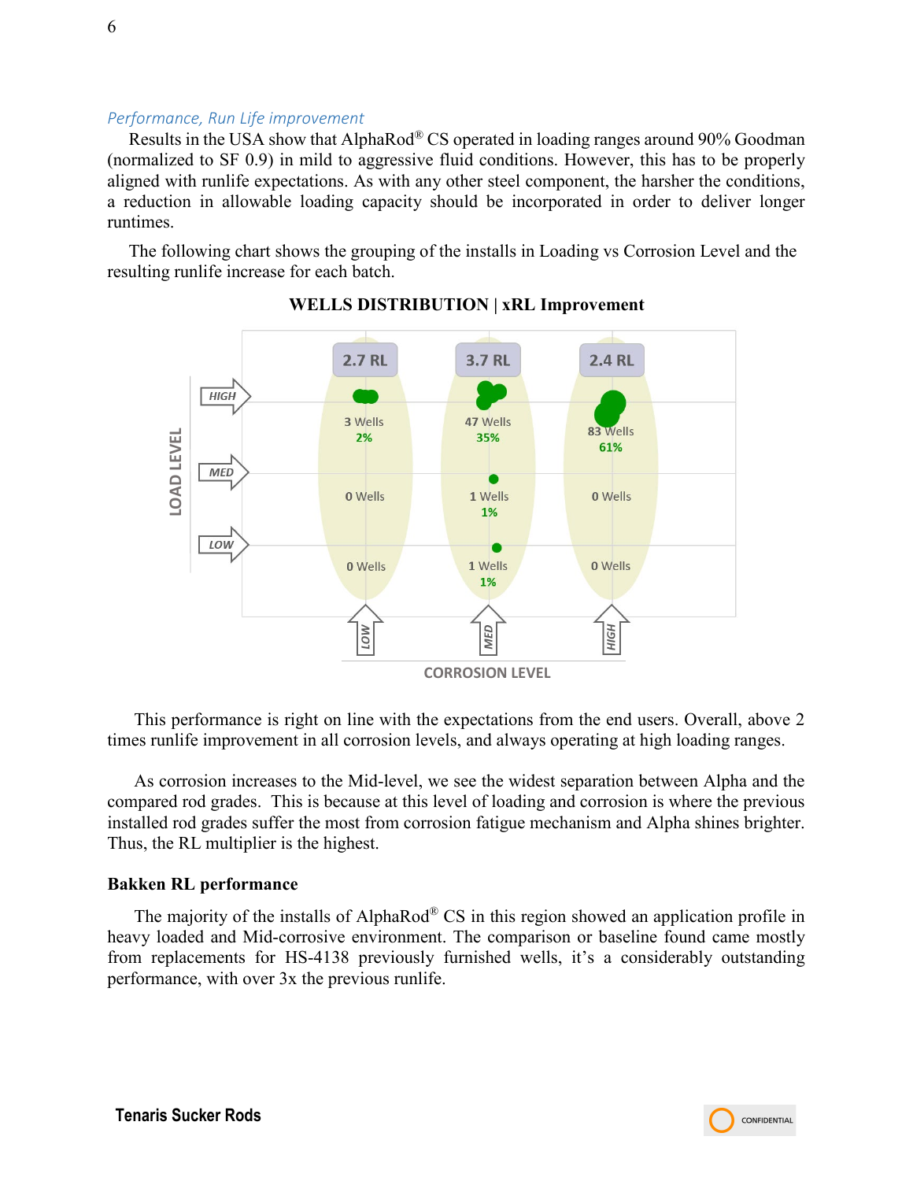*Performance, Run Life improvement*

Results in the USA show that AlphaRod® CS operated in loading ranges around 90% Goodman (normalized to SF 0.9) in mild to aggressive fluid conditions. However, this has to be properly aligned with runlife expectations. As with any other steel component, the harsher the conditions, a reduction in allowable loading capacity should be incorporated in order to deliver longer runtimes.

The following chart shows the grouping of the installs in Loading vs Corrosion Level and the resulting runlife increase for each batch.

**WELLS DISTRIBUTION | xRL Improvement**

| LOAD LEVEL \ CORROSION LEVEL | LOW | MED | HIGH |
|---|---|---|---|
| | 2.7 RL | 3.7 RL | 2.4 RL |
| HIGH | 3 Wells 2% | 47 Wells 35% | 83 Wells 61% |
| MED | 0 Wells | 1 Wells 1% | 0 Wells |
| LOW | 0 Wells | 1 Wells 1% | 0 Wells |

This performance is right on line with the expectations from the end users. Overall, above 2 times runlife improvement in all corrosion levels, and always operating at high loading ranges.

As corrosion increases to the Mid-level, we see the widest separation between Alpha and the compared rod grades. This is because at this level of loading and corrosion is where the previous installed rod grades suffer the most from corrosion fatigue mechanism and Alpha shines brighter. Thus, the RL multiplier is the highest.

**Bakken RL performance**

The majority of the installs of AlphaRod® CS in this region showed an application profile in heavy loaded and Mid-corrosive environment. The comparison or baseline found came mostly from replacements for HS-4138 previously furnished wells, it's a considerably outstanding performance, with over 3x the previous runlife.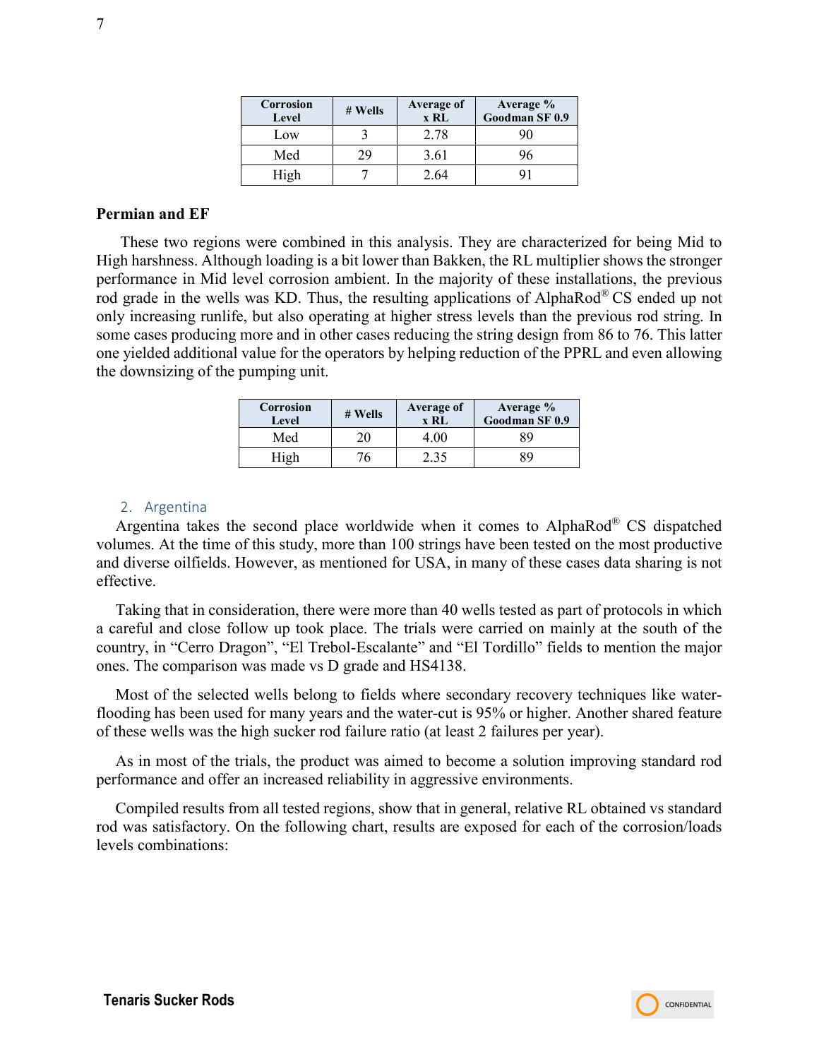| Corrosion Level | # Wells | Average of x RL | Average % Goodman SF 0.9 |
|---|---|---|---|
| Low | 3 | 2.78 | 90 |
| Med | 29 | 3.61 | 96 |
| High | 7 | 2.64 | 91 |

**Permian and EF**

These two regions were combined in this analysis. They are characterized for being Mid to High harshness. Although loading is a bit lower than Bakken, the RL multiplier shows the stronger performance in Mid level corrosion ambient. In the majority of these installations, the previous rod grade in the wells was KD. Thus, the resulting applications of AlphaRod® CS ended up not only increasing runlife, but also operating at higher stress levels than the previous rod string. In some cases producing more and in other cases reducing the string design from 86 to 76. This latter one yielded additional value for the operators by helping reduction of the PPRL and even allowing the downsizing of the pumping unit.

| Corrosion Level | # Wells | Average of x RL | Average % Goodman SF 0.9 |
|---|---|---|---|
| Med | 20 | 4.00 | 89 |
| High | 76 | 2.35 | 89 |

## 2. Argentina

Argentina takes the second place worldwide when it comes to AlphaRod® CS dispatched volumes. At the time of this study, more than 100 strings have been tested on the most productive and diverse oilfields. However, as mentioned for USA, in many of these cases data sharing is not effective.

Taking that in consideration, there were more than 40 wells tested as part of protocols in which a careful and close follow up took place. The trials were carried on mainly at the south of the country, in "Cerro Dragon", "El Trebol-Escalante" and "El Tordillo" fields to mention the major ones. The comparison was made vs D grade and HS4138.

Most of the selected wells belong to fields where secondary recovery techniques like water-flooding has been used for many years and the water-cut is 95% or higher. Another shared feature of these wells was the high sucker rod failure ratio (at least 2 failures per year).

As in most of the trials, the product was aimed to become a solution improving standard rod performance and offer an increased reliability in aggressive environments.

Compiled results from all tested regions, show that in general, relative RL obtained vs standard rod was satisfactory. On the following chart, results are exposed for each of the corrosion/loads levels combinations: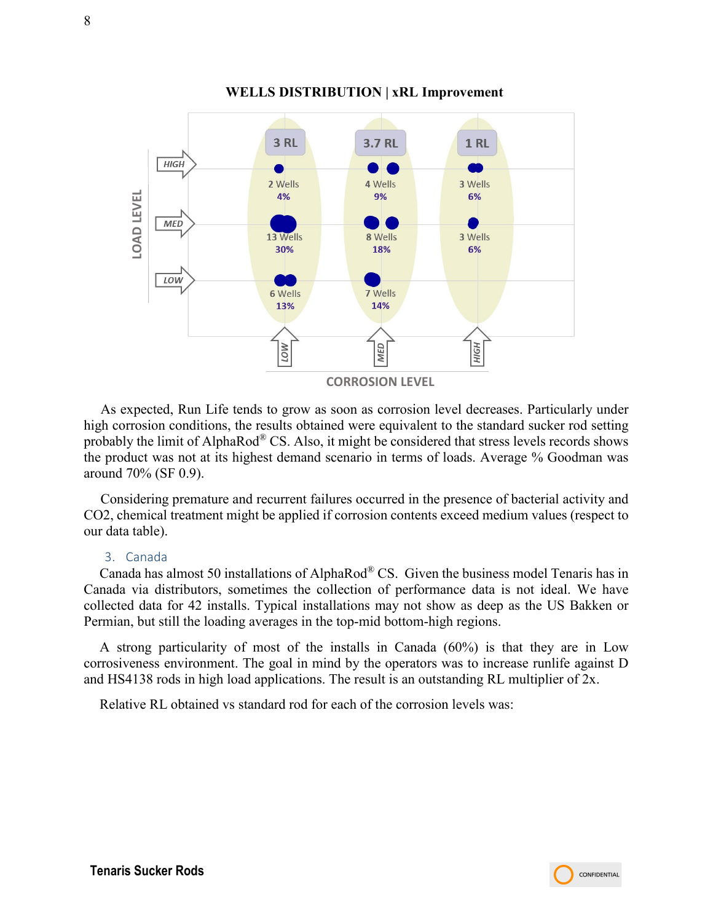**WELLS DISTRIBUTION | xRL Improvement**

| LOAD LEVEL | LOW corrosion (3 RL) | MED corrosion (3.7 RL) | HIGH corrosion (1 RL) |
|---|---|---|---|
| HIGH | 2 Wells 4% | 4 Wells 9% | 3 Wells 6% |
| MED | 13 Wells 30% | 8 Wells 18% | 3 Wells 6% |
| LOW | 6 Wells 13% | 7 Wells 14% | |

CORROSION LEVEL

As expected, Run Life tends to grow as soon as corrosion level decreases. Particularly under high corrosion conditions, the results obtained were equivalent to the standard sucker rod setting probably the limit of AlphaRod® CS. Also, it might be considered that stress levels records shows the product was not at its highest demand scenario in terms of loads. Average % Goodman was around 70% (SF 0.9).

Considering premature and recurrent failures occurred in the presence of bacterial activity and CO2, chemical treatment might be applied if corrosion contents exceed medium values (respect to our data table).

## 3. Canada

Canada has almost 50 installations of AlphaRod® CS. Given the business model Tenaris has in Canada via distributors, sometimes the collection of performance data is not ideal. We have collected data for 42 installs. Typical installations may not show as deep as the US Bakken or Permian, but still the loading averages in the top-mid bottom-high regions.

A strong particularity of most of the installs in Canada (60%) is that they are in Low corrosiveness environment. The goal in mind by the operators was to increase runlife against D and HS4138 rods in high load applications. The result is an outstanding RL multiplier of 2x.

Relative RL obtained vs standard rod for each of the corrosion levels was: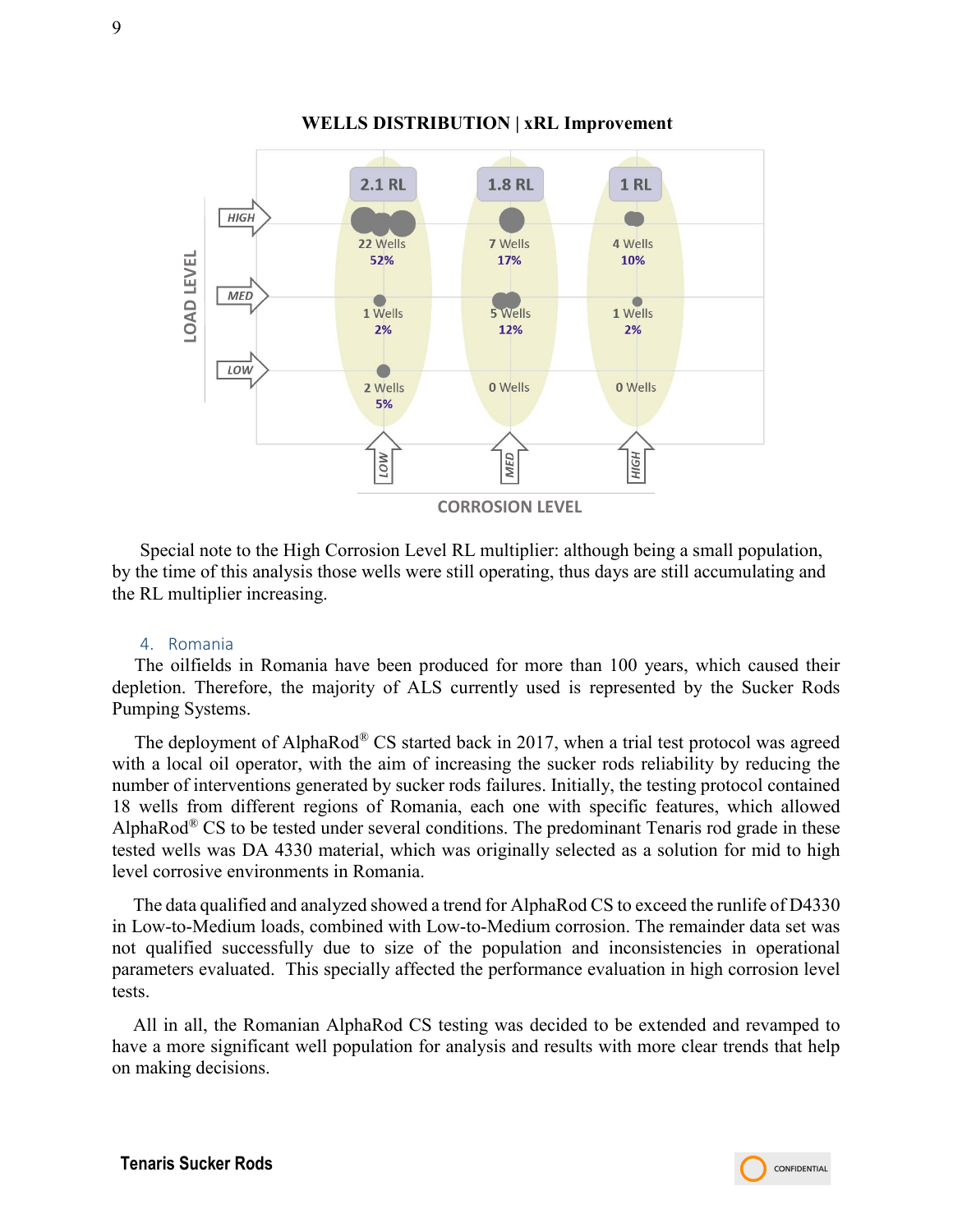**WELLS DISTRIBUTION | xRL Improvement**

| LOAD LEVEL \ CORROSION LEVEL | LOW (2.1 RL) | MED (1.8 RL) | HIGH (1 RL) |
|---|---|---|---|
| HIGH | 22 Wells 52% | 7 Wells 17% | 4 Wells 10% |
| MED | 1 Wells 2% | 5 Wells 12% | 1 Wells 2% |
| LOW | 2 Wells 5% | 0 Wells | 0 Wells |

Special note to the High Corrosion Level RL multiplier: although being a small population, by the time of this analysis those wells were still operating, thus days are still accumulating and the RL multiplier increasing.

## 4. Romania

The oilfields in Romania have been produced for more than 100 years, which caused their depletion. Therefore, the majority of ALS currently used is represented by the Sucker Rods Pumping Systems.

The deployment of AlphaRod® CS started back in 2017, when a trial test protocol was agreed with a local oil operator, with the aim of increasing the sucker rods reliability by reducing the number of interventions generated by sucker rods failures. Initially, the testing protocol contained 18 wells from different regions of Romania, each one with specific features, which allowed AlphaRod® CS to be tested under several conditions. The predominant Tenaris rod grade in these tested wells was DA 4330 material, which was originally selected as a solution for mid to high level corrosive environments in Romania.

The data qualified and analyzed showed a trend for AlphaRod CS to exceed the runlife of D4330 in Low-to-Medium loads, combined with Low-to-Medium corrosion. The remainder data set was not qualified successfully due to size of the population and inconsistencies in operational parameters evaluated. This specially affected the performance evaluation in high corrosion level tests.

All in all, the Romanian AlphaRod CS testing was decided to be extended and revamped to have a more significant well population for analysis and results with more clear trends that help on making decisions.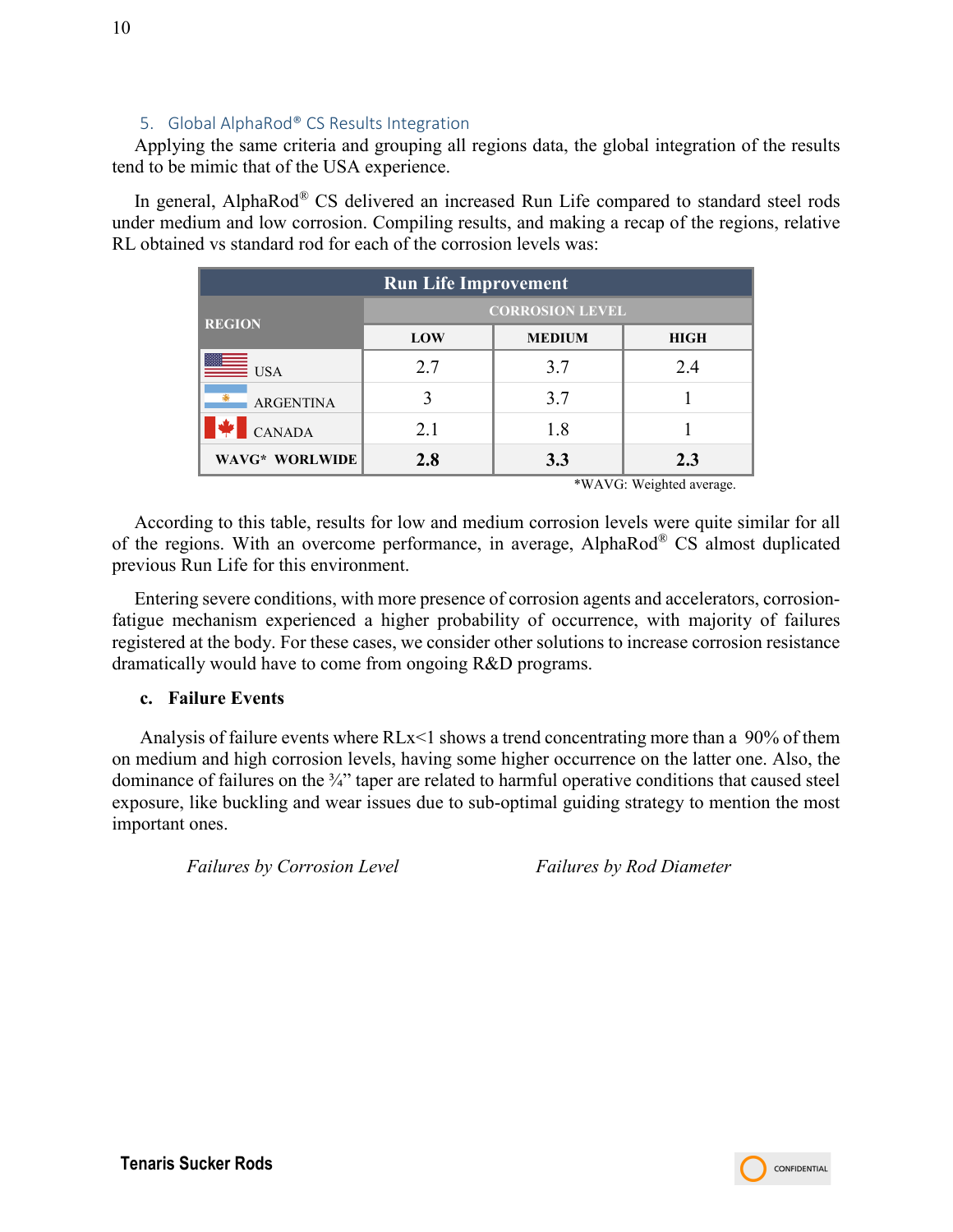## 5. Global AlphaRod® CS Results Integration

Applying the same criteria and grouping all regions data, the global integration of the results tend to be mimic that of the USA experience.

In general, AlphaRod® CS delivered an increased Run Life compared to standard steel rods under medium and low corrosion. Compiling results, and making a recap of the regions, relative RL obtained vs standard rod for each of the corrosion levels was:

| Run Life Improvement | | | |
|---|---|---|---|
| REGION | CORROSION LEVEL | | |
| | LOW | MEDIUM | HIGH |
| USA | 2.7 | 3.7 | 2.4 |
| ARGENTINA | 3 | 3.7 | 1 |
| CANADA | 2.1 | 1.8 | 1 |
| **WAVG\* WORLWIDE** | **2.8** | **3.3** | **2.3** |

*WAVG: Weighted average.

According to this table, results for low and medium corrosion levels were quite similar for all of the regions. With an overcome performance, in average, AlphaRod® CS almost duplicated previous Run Life for this environment.

Entering severe conditions, with more presence of corrosion agents and accelerators, corrosion-fatigue mechanism experienced a higher probability of occurrence, with majority of failures registered at the body. For these cases, we consider other solutions to increase corrosion resistance dramatically would have to come from ongoing R&D programs.

### c. Failure Events

Analysis of failure events where RLx<1 shows a trend concentrating more than a 90% of them on medium and high corrosion levels, having some higher occurrence on the latter one. Also, the dominance of failures on the ¾" taper are related to harmful operative conditions that caused steel exposure, like buckling and wear issues due to sub-optimal guiding strategy to mention the most important ones.

*Failures by Corrosion Level*

*Failures by Rod Diameter*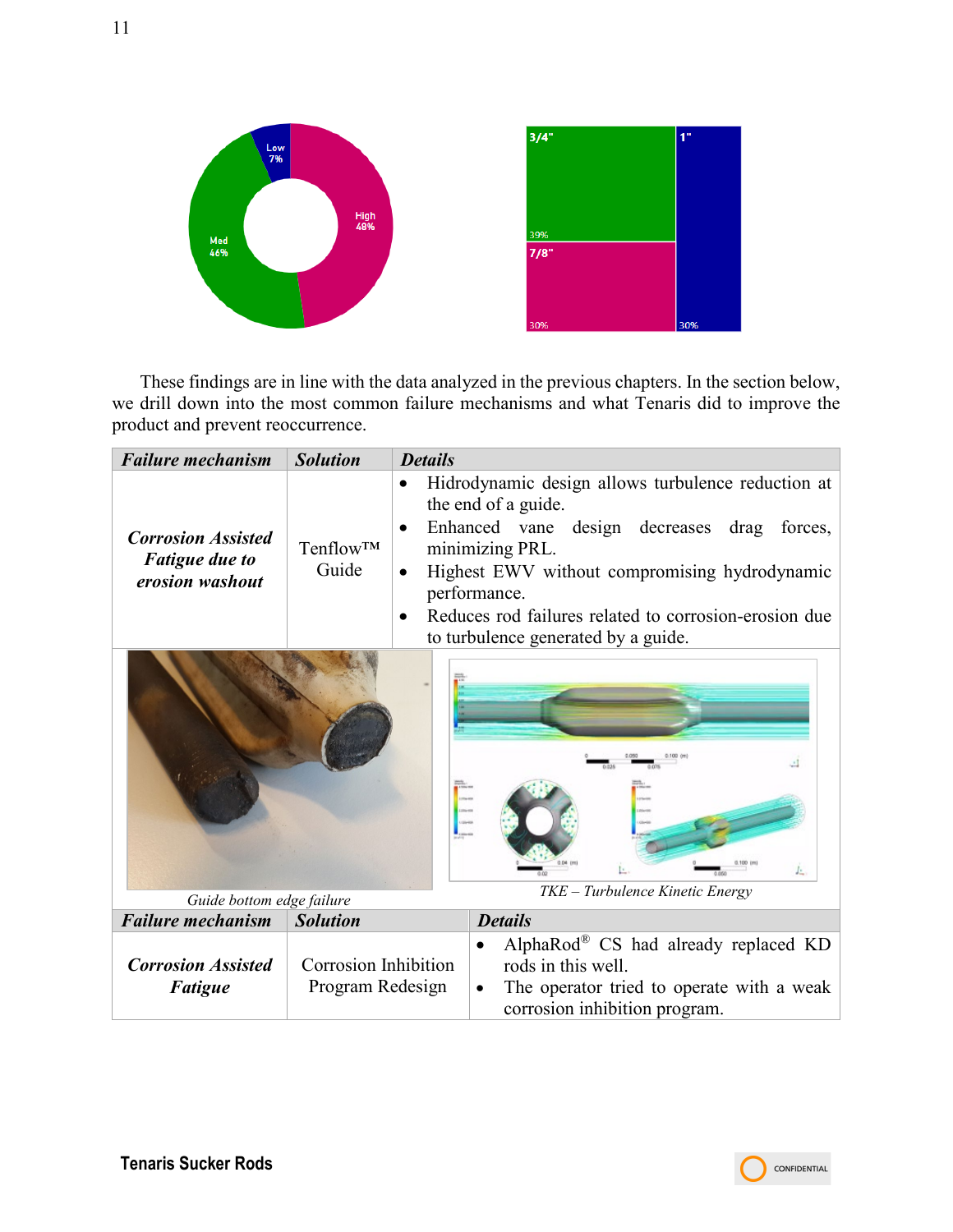| Low 7% | Med 46% | High 48% |
|---|---|---|

| 3/4" | 7/8" | 1" |
|---|---|---|
| 39% | 30% | 30% |

These findings are in line with the data analyzed in the previous chapters. In the section below, we drill down into the most common failure mechanisms and what Tenaris did to improve the product and prevent reoccurrence.

| ***Failure mechanism*** | ***Solution*** | ***Details*** |
|---|---|---|
| ***Corrosion Assisted Fatigue due to erosion washout*** | Tenflow™ Guide | • Hidrodynamic design allows turbulence reduction at the end of a guide. • Enhanced vane design decreases drag forces, minimizing PRL. • Highest EWV without compromising hydrodynamic performance. • Reduces rod failures related to corrosion-erosion due to turbulence generated by a guide. |

*Guide bottom edge failure*

*TKE – Turbulence Kinetic Energy*

| ***Failure mechanism*** | ***Solution*** | ***Details*** |
|---|---|---|
| ***Corrosion Assisted Fatigue*** | Corrosion Inhibition Program Redesign | • AlphaRod® CS had already replaced KD rods in this well. • The operator tried to operate with a weak corrosion inhibition program. |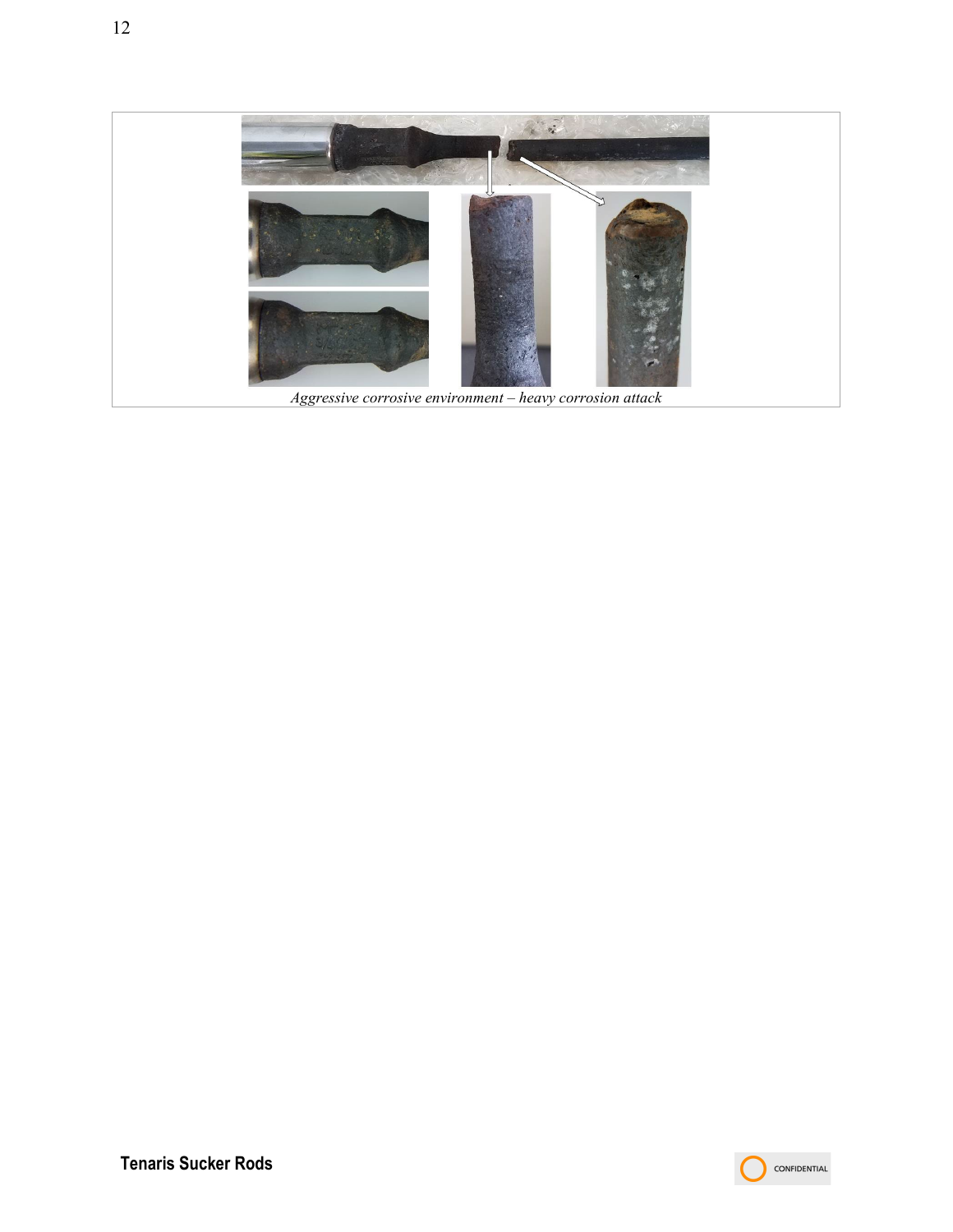*Aggressive corrosive environment – heavy corrosion attack*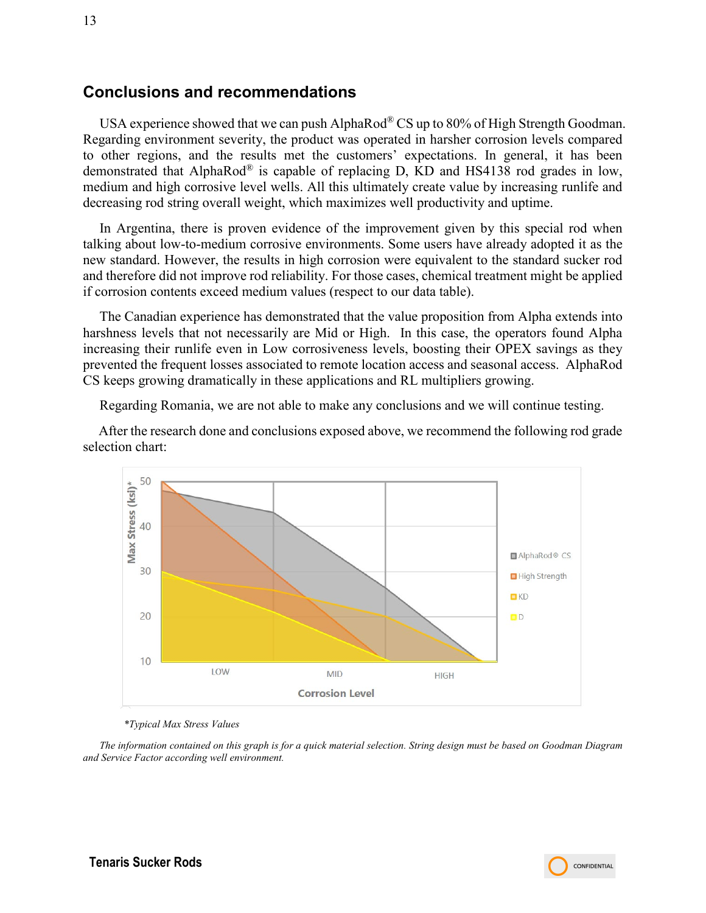## Conclusions and recommendations

USA experience showed that we can push AlphaRod® CS up to 80% of High Strength Goodman. Regarding environment severity, the product was operated in harsher corrosion levels compared to other regions, and the results met the customers' expectations. In general, it has been demonstrated that AlphaRod® is capable of replacing D, KD and HS4138 rod grades in low, medium and high corrosive level wells. All this ultimately create value by increasing runlife and decreasing rod string overall weight, which maximizes well productivity and uptime.

In Argentina, there is proven evidence of the improvement given by this special rod when talking about low-to-medium corrosive environments. Some users have already adopted it as the new standard. However, the results in high corrosion were equivalent to the standard sucker rod and therefore did not improve rod reliability. For those cases, chemical treatment might be applied if corrosion contents exceed medium values (respect to our data table).

The Canadian experience has demonstrated that the value proposition from Alpha extends into harshness levels that not necessarily are Mid or High. In this case, the operators found Alpha increasing their runlife even in Low corrosiveness levels, boosting their OPEX savings as they prevented the frequent losses associated to remote location access and seasonal access. AlphaRod CS keeps growing dramatically in these applications and RL multipliers growing.

Regarding Romania, we are not able to make any conclusions and we will continue testing.

After the research done and conclusions exposed above, we recommend the following rod grade selection chart:

*Typical Max Stress Values

*The information contained on this graph is for a quick material selection. String design must be based on Goodman Diagram and Service Factor according well environment.*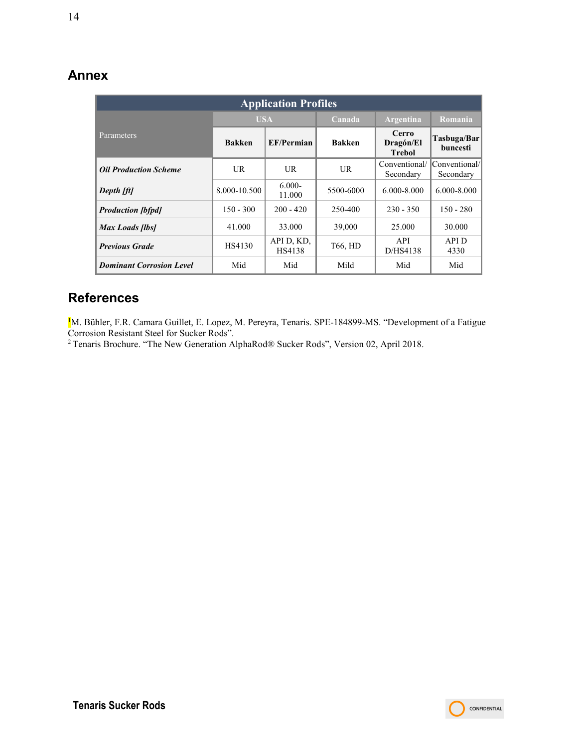## Annex

| Application Profiles | | | | | |
|---|---|---|---|---|---|
| Parameters | USA | | Canada | Argentina | Romania |
| | Bakken | EF/Permian | Bakken | Cerro Dragón/El Trebol | Tasbuga/Barbuncesti |
| ***Oil Production Scheme*** | UR | UR | UR | Conventional/ Secondary | Conventional/ Secondary |
| ***Depth [ft]*** | 8.000-10.500 | 6.000-11.000 | 5500-6000 | 6.000-8.000 | 6.000-8.000 |
| ***Production [bfpd]*** | 150 - 300 | 200 - 420 | 250-400 | 230 - 350 | 150 - 280 |
| ***Max Loads [lbs]*** | 41.000 | 33.000 | 39,000 | 25.000 | 30.000 |
| ***Previous Grade*** | HS4130 | API D, KD, HS4138 | T66, HD | API D/HS4138 | API D 4330 |
| ***Dominant Corrosion Level*** | Mid | Mid | Mild | Mid | Mid |

## References

[1] M. Bühler, F.R. Camara Guillet, E. Lopez, M. Pereyra, Tenaris. SPE-184899-MS. "Development of a Fatigue Corrosion Resistant Steel for Sucker Rods".

[2] Tenaris Brochure. "The New Generation AlphaRod® Sucker Rods", Version 02, April 2018.